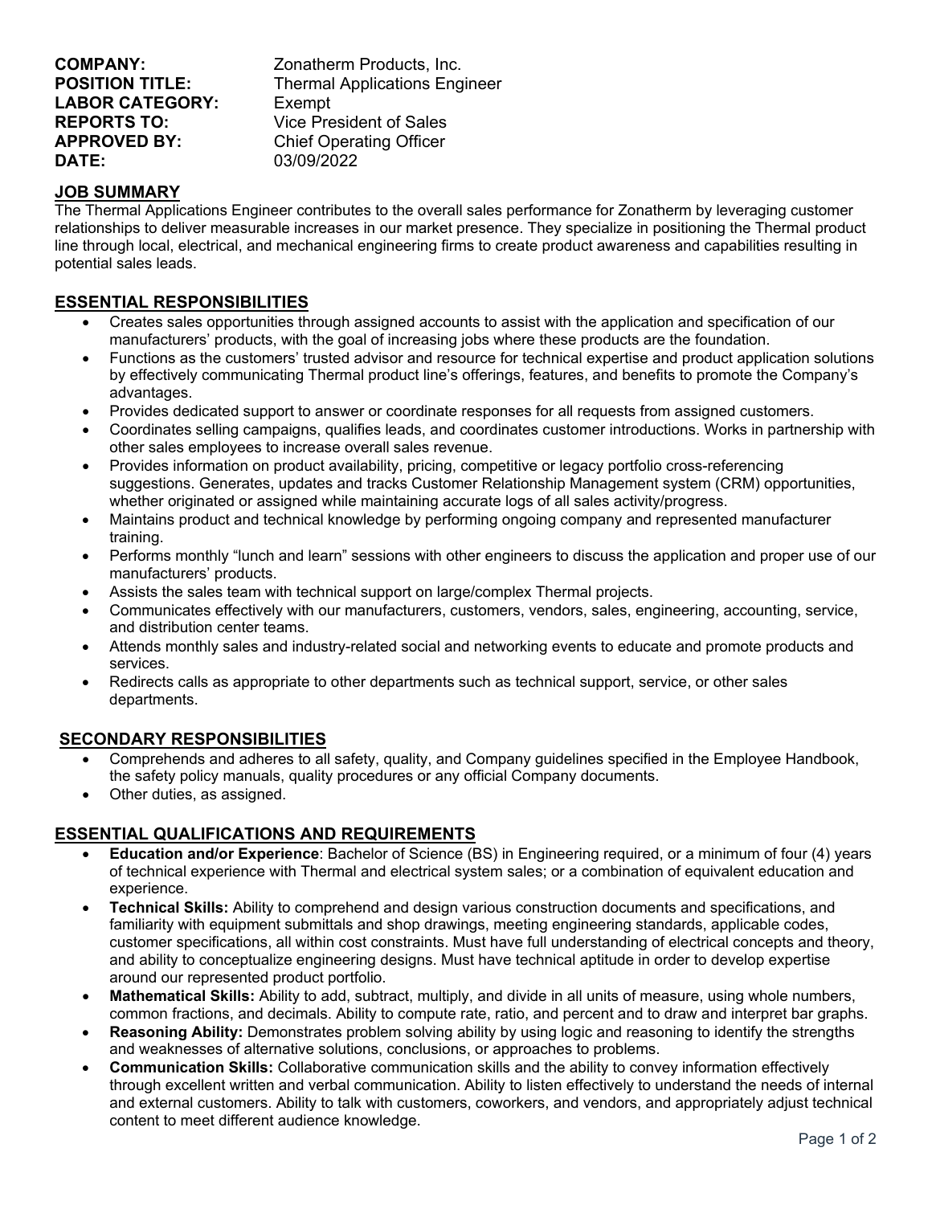**COMPANY:** Zonatherm Products, Inc.
**POSITION TITLE:** Thermal Applications Engineer
**LABOR CATEGORY:** Exempt
**REPORTS TO:** Vice President of Sales
**APPROVED BY:** Chief Operating Officer
**DATE:** 03/09/2022

## JOB SUMMARY

The Thermal Applications Engineer contributes to the overall sales performance for Zonatherm by leveraging customer relationships to deliver measurable increases in our market presence. They specialize in positioning the Thermal product line through local, electrical, and mechanical engineering firms to create product awareness and capabilities resulting in potential sales leads.

## ESSENTIAL RESPONSIBILITIES

- Creates sales opportunities through assigned accounts to assist with the application and specification of our manufacturers' products, with the goal of increasing jobs where these products are the foundation.
- Functions as the customers' trusted advisor and resource for technical expertise and product application solutions by effectively communicating Thermal product line's offerings, features, and benefits to promote the Company's advantages.
- Provides dedicated support to answer or coordinate responses for all requests from assigned customers.
- Coordinates selling campaigns, qualifies leads, and coordinates customer introductions. Works in partnership with other sales employees to increase overall sales revenue.
- Provides information on product availability, pricing, competitive or legacy portfolio cross-referencing suggestions. Generates, updates and tracks Customer Relationship Management system (CRM) opportunities, whether originated or assigned while maintaining accurate logs of all sales activity/progress.
- Maintains product and technical knowledge by performing ongoing company and represented manufacturer training.
- Performs monthly "lunch and learn" sessions with other engineers to discuss the application and proper use of our manufacturers' products.
- Assists the sales team with technical support on large/complex Thermal projects.
- Communicates effectively with our manufacturers, customers, vendors, sales, engineering, accounting, service, and distribution center teams.
- Attends monthly sales and industry-related social and networking events to educate and promote products and services.
- Redirects calls as appropriate to other departments such as technical support, service, or other sales departments.

## SECONDARY RESPONSIBILITIES

- Comprehends and adheres to all safety, quality, and Company guidelines specified in the Employee Handbook, the safety policy manuals, quality procedures or any official Company documents.
- Other duties, as assigned.

## ESSENTIAL QUALIFICATIONS AND REQUIREMENTS

- **Education and/or Experience**: Bachelor of Science (BS) in Engineering required, or a minimum of four (4) years of technical experience with Thermal and electrical system sales; or a combination of equivalent education and experience.
- **Technical Skills:** Ability to comprehend and design various construction documents and specifications, and familiarity with equipment submittals and shop drawings, meeting engineering standards, applicable codes, customer specifications, all within cost constraints. Must have full understanding of electrical concepts and theory, and ability to conceptualize engineering designs. Must have technical aptitude in order to develop expertise around our represented product portfolio.
- **Mathematical Skills:** Ability to add, subtract, multiply, and divide in all units of measure, using whole numbers, common fractions, and decimals. Ability to compute rate, ratio, and percent and to draw and interpret bar graphs.
- **Reasoning Ability:** Demonstrates problem solving ability by using logic and reasoning to identify the strengths and weaknesses of alternative solutions, conclusions, or approaches to problems.
- **Communication Skills:** Collaborative communication skills and the ability to convey information effectively through excellent written and verbal communication. Ability to listen effectively to understand the needs of internal and external customers. Ability to talk with customers, coworkers, and vendors, and appropriately adjust technical content to meet different audience knowledge.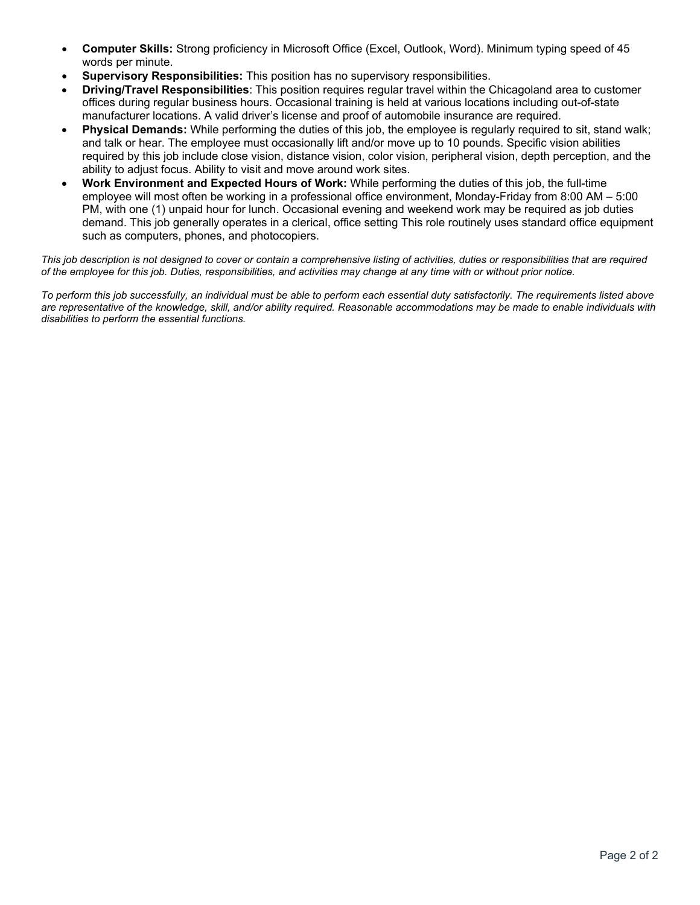- **Computer Skills:** Strong proficiency in Microsoft Office (Excel, Outlook, Word). Minimum typing speed of 45 words per minute.
- **Supervisory Responsibilities:** This position has no supervisory responsibilities.
- **Driving/Travel Responsibilities**: This position requires regular travel within the Chicagoland area to customer offices during regular business hours. Occasional training is held at various locations including out-of-state manufacturer locations. A valid driver's license and proof of automobile insurance are required.
- **Physical Demands:** While performing the duties of this job, the employee is regularly required to sit, stand walk; and talk or hear. The employee must occasionally lift and/or move up to 10 pounds. Specific vision abilities required by this job include close vision, distance vision, color vision, peripheral vision, depth perception, and the ability to adjust focus. Ability to visit and move around work sites.
- **Work Environment and Expected Hours of Work:** While performing the duties of this job, the full-time employee will most often be working in a professional office environment, Monday-Friday from 8:00 AM – 5:00 PM, with one (1) unpaid hour for lunch. Occasional evening and weekend work may be required as job duties demand. This job generally operates in a clerical, office setting This role routinely uses standard office equipment such as computers, phones, and photocopiers.

*This job description is not designed to cover or contain a comprehensive listing of activities, duties or responsibilities that are required of the employee for this job. Duties, responsibilities, and activities may change at any time with or without prior notice.*

*To perform this job successfully, an individual must be able to perform each essential duty satisfactorily. The requirements listed above are representative of the knowledge, skill, and/or ability required. Reasonable accommodations may be made to enable individuals with disabilities to perform the essential functions.*